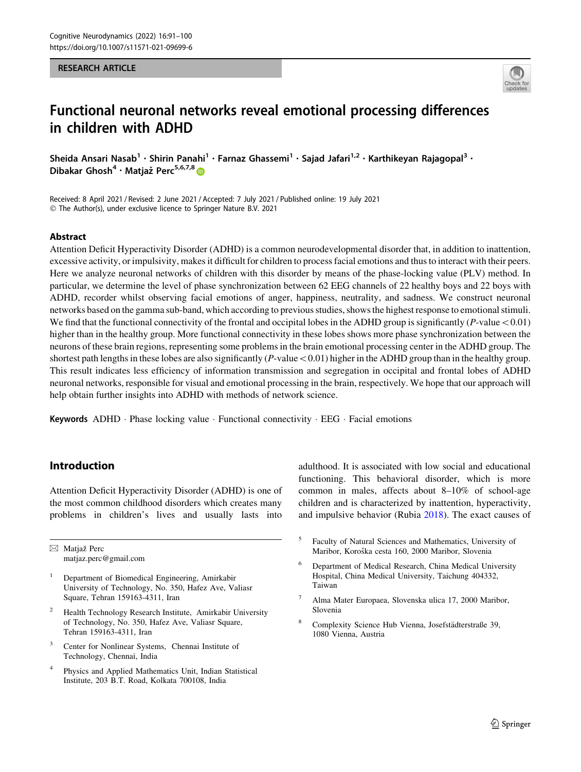RESEARCH ARTICLE

# Functional neuronal networks reveal emotional processing differences in children with ADHD

Sheida Ansari Nasab[1] · Shirin Panahi[1] · Farnaz Ghassemi[1] · Sajad Jafari[1,2] · Karthikeyan Rajagopal[3] · Dibakar Ghosh[4] · Matjaž Perc[5,6,7,8]

Received: 8 April 2021 / Revised: 2 June 2021 / Accepted: 7 July 2021 / Published online: 19 July 2021
© The Author(s), under exclusive licence to Springer Nature B.V. 2021

## Abstract

Attention Deficit Hyperactivity Disorder (ADHD) is a common neurodevelopmental disorder that, in addition to inattention, excessive activity, or impulsivity, makes it difficult for children to process facial emotions and thus to interact with their peers. Here we analyze neuronal networks of children with this disorder by means of the phase-locking value (PLV) method. In particular, we determine the level of phase synchronization between 62 EEG channels of 22 healthy boys and 22 boys with ADHD, recorder whilst observing facial emotions of anger, happiness, neutrality, and sadness. We construct neuronal networks based on the gamma sub-band, which according to previous studies, shows the highest response to emotional stimuli. We find that the functional connectivity of the frontal and occipital lobes in the ADHD group is significantly ($P$-value $< 0.01$) higher than in the healthy group. More functional connectivity in these lobes shows more phase synchronization between the neurons of these brain regions, representing some problems in the brain emotional processing center in the ADHD group. The shortest path lengths in these lobes are also significantly ($P$-value $< 0.01$) higher in the ADHD group than in the healthy group. This result indicates less efficiency of information transmission and segregation in occipital and frontal lobes of ADHD neuronal networks, responsible for visual and emotional processing in the brain, respectively. We hope that our approach will help obtain further insights into ADHD with methods of network science.

**Keywords** ADHD · Phase locking value · Functional connectivity · EEG · Facial emotions

## Introduction

Attention Deficit Hyperactivity Disorder (ADHD) is one of the most common childhood disorders which creates many problems in children's lives and usually lasts into adulthood. It is associated with low social and educational functioning. This behavioral disorder, which is more common in males, affects about 8–10% of school-age children and is characterized by inattention, hyperactivity, and impulsive behavior (Rubia 2018). The exact causes of

✉ Matjaž Perc
matjaz.perc@gmail.com

[1] Department of Biomedical Engineering, Amirkabir University of Technology, No. 350, Hafez Ave, Valiasr Square, Tehran 159163-4311, Iran

[2] Health Technology Research Institute, Amirkabir University of Technology, No. 350, Hafez Ave, Valiasr Square, Tehran 159163-4311, Iran

[3] Center for Nonlinear Systems, Chennai Institute of Technology, Chennai, India

[4] Physics and Applied Mathematics Unit, Indian Statistical Institute, 203 B.T. Road, Kolkata 700108, India

[5] Faculty of Natural Sciences and Mathematics, University of Maribor, Koroška cesta 160, 2000 Maribor, Slovenia

[6] Department of Medical Research, China Medical University Hospital, China Medical University, Taichung 404332, Taiwan

[7] Alma Mater Europaea, Slovenska ulica 17, 2000 Maribor, Slovenia

[8] Complexity Science Hub Vienna, Josefstädterstraße 39, 1080 Vienna, Austria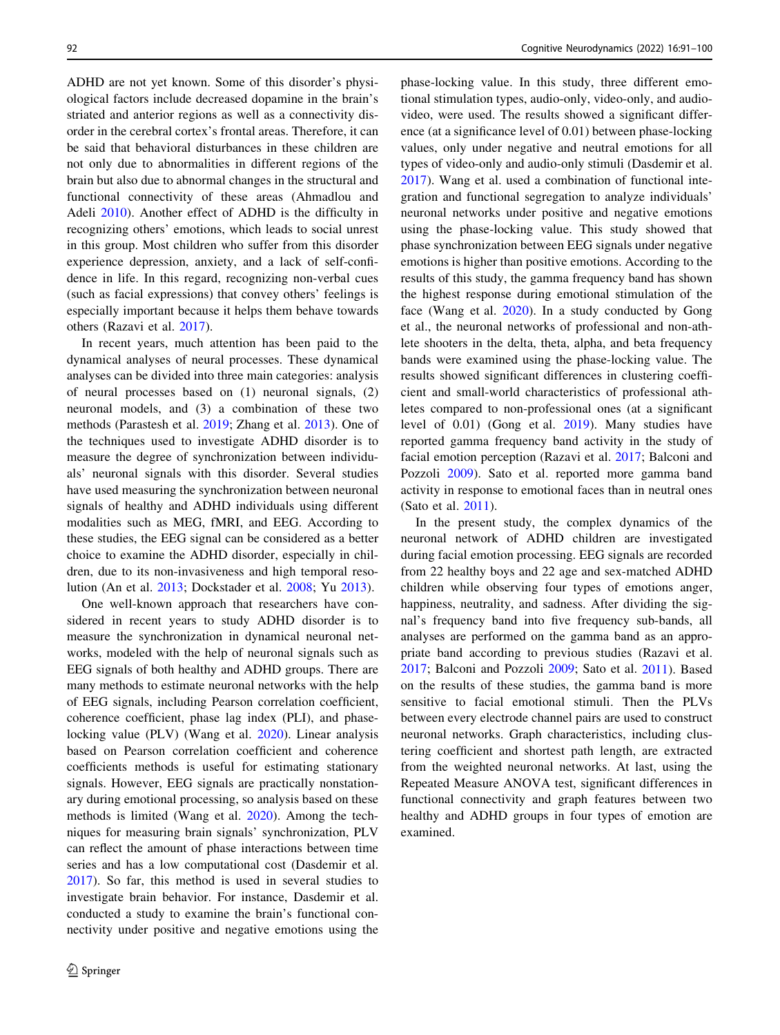ADHD are not yet known. Some of this disorder's physiological factors include decreased dopamine in the brain's striated and anterior regions as well as a connectivity disorder in the cerebral cortex's frontal areas. Therefore, it can be said that behavioral disturbances in these children are not only due to abnormalities in different regions of the brain but also due to abnormal changes in the structural and functional connectivity of these areas (Ahmadlou and Adeli 2010). Another effect of ADHD is the difficulty in recognizing others' emotions, which leads to social unrest in this group. Most children who suffer from this disorder experience depression, anxiety, and a lack of self-confidence in life. In this regard, recognizing non-verbal cues (such as facial expressions) that convey others' feelings is especially important because it helps them behave towards others (Razavi et al. 2017).

In recent years, much attention has been paid to the dynamical analyses of neural processes. These dynamical analyses can be divided into three main categories: analysis of neural processes based on (1) neuronal signals, (2) neuronal models, and (3) a combination of these two methods (Parastesh et al. 2019; Zhang et al. 2013). One of the techniques used to investigate ADHD disorder is to measure the degree of synchronization between individuals' neuronal signals with this disorder. Several studies have used measuring the synchronization between neuronal signals of healthy and ADHD individuals using different modalities such as MEG, fMRI, and EEG. According to these studies, the EEG signal can be considered as a better choice to examine the ADHD disorder, especially in children, due to its non-invasiveness and high temporal resolution (An et al. 2013; Dockstader et al. 2008; Yu 2013).

One well-known approach that researchers have considered in recent years to study ADHD disorder is to measure the synchronization in dynamical neuronal networks, modeled with the help of neuronal signals such as EEG signals of both healthy and ADHD groups. There are many methods to estimate neuronal networks with the help of EEG signals, including Pearson correlation coefficient, coherence coefficient, phase lag index (PLI), and phase-locking value (PLV) (Wang et al. 2020). Linear analysis based on Pearson correlation coefficient and coherence coefficients methods is useful for estimating stationary signals. However, EEG signals are practically nonstationary during emotional processing, so analysis based on these methods is limited (Wang et al. 2020). Among the techniques for measuring brain signals' synchronization, PLV can reflect the amount of phase interactions between time series and has a low computational cost (Dasdemir et al. 2017). So far, this method is used in several studies to investigate brain behavior. For instance, Dasdemir et al. conducted a study to examine the brain's functional connectivity under positive and negative emotions using the phase-locking value. In this study, three different emotional stimulation types, audio-only, video-only, and audio-video, were used. The results showed a significant difference (at a significance level of 0.01) between phase-locking values, only under negative and neutral emotions for all types of video-only and audio-only stimuli (Dasdemir et al. 2017). Wang et al. used a combination of functional integration and functional segregation to analyze individuals' neuronal networks under positive and negative emotions using the phase-locking value. This study showed that phase synchronization between EEG signals under negative emotions is higher than positive emotions. According to the results of this study, the gamma frequency band has shown the highest response during emotional stimulation of the face (Wang et al. 2020). In a study conducted by Gong et al., the neuronal networks of professional and non-athlete shooters in the delta, theta, alpha, and beta frequency bands were examined using the phase-locking value. The results showed significant differences in clustering coefficient and small-world characteristics of professional athletes compared to non-professional ones (at a significant level of 0.01) (Gong et al. 2019). Many studies have reported gamma frequency band activity in the study of facial emotion perception (Razavi et al. 2017; Balconi and Pozzoli 2009). Sato et al. reported more gamma band activity in response to emotional faces than in neutral ones (Sato et al. 2011).

In the present study, the complex dynamics of the neuronal network of ADHD children are investigated during facial emotion processing. EEG signals are recorded from 22 healthy boys and 22 age and sex-matched ADHD children while observing four types of emotions anger, happiness, neutrality, and sadness. After dividing the signal's frequency band into five frequency sub-bands, all analyses are performed on the gamma band as an appropriate band according to previous studies (Razavi et al. 2017; Balconi and Pozzoli 2009; Sato et al. 2011). Based on the results of these studies, the gamma band is more sensitive to facial emotional stimuli. Then the PLVs between every electrode channel pairs are used to construct neuronal networks. Graph characteristics, including clustering coefficient and shortest path length, are extracted from the weighted neuronal networks. At last, using the Repeated Measure ANOVA test, significant differences in functional connectivity and graph features between two healthy and ADHD groups in four types of emotion are examined.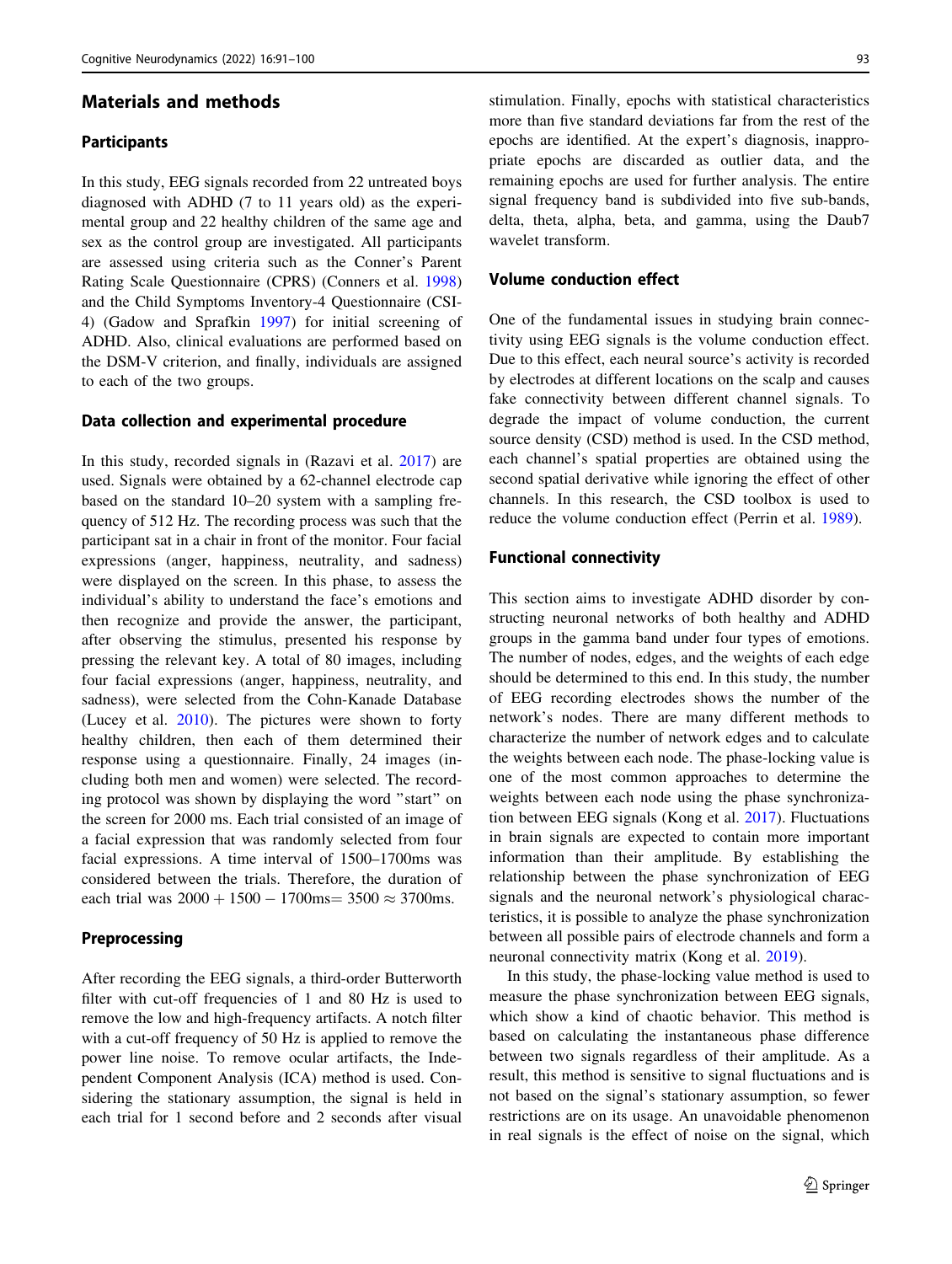## Materials and methods

### Participants

In this study, EEG signals recorded from 22 untreated boys diagnosed with ADHD (7 to 11 years old) as the experimental group and 22 healthy children of the same age and sex as the control group are investigated. All participants are assessed using criteria such as the Conner's Parent Rating Scale Questionnaire (CPRS) (Conners et al. 1998) and the Child Symptoms Inventory-4 Questionnaire (CSI-4) (Gadow and Sprafkin 1997) for initial screening of ADHD. Also, clinical evaluations are performed based on the DSM-V criterion, and finally, individuals are assigned to each of the two groups.

### Data collection and experimental procedure

In this study, recorded signals in (Razavi et al. 2017) are used. Signals were obtained by a 62-channel electrode cap based on the standard 10–20 system with a sampling frequency of 512 Hz. The recording process was such that the participant sat in a chair in front of the monitor. Four facial expressions (anger, happiness, neutrality, and sadness) were displayed on the screen. In this phase, to assess the individual's ability to understand the face's emotions and then recognize and provide the answer, the participant, after observing the stimulus, presented his response by pressing the relevant key. A total of 80 images, including four facial expressions (anger, happiness, neutrality, and sadness), were selected from the Cohn-Kanade Database (Lucey et al. 2010). The pictures were shown to forty healthy children, then each of them determined their response using a questionnaire. Finally, 24 images (including both men and women) were selected. The recording protocol was shown by displaying the word "start" on the screen for 2000 ms. Each trial consisted of an image of a facial expression that was randomly selected from four facial expressions. A time interval of 1500–1700ms was considered between the trials. Therefore, the duration of each trial was $2000 + 1500 - 1700\text{ms} = 3500 \approx 3700\text{ms}$.

### Preprocessing

After recording the EEG signals, a third-order Butterworth filter with cut-off frequencies of 1 and 80 Hz is used to remove the low and high-frequency artifacts. A notch filter with a cut-off frequency of 50 Hz is applied to remove the power line noise. To remove ocular artifacts, the Independent Component Analysis (ICA) method is used. Considering the stationary assumption, the signal is held in each trial for 1 second before and 2 seconds after visual stimulation. Finally, epochs with statistical characteristics more than five standard deviations far from the rest of the epochs are identified. At the expert's diagnosis, inappropriate epochs are discarded as outlier data, and the remaining epochs are used for further analysis. The entire signal frequency band is subdivided into five sub-bands, delta, theta, alpha, beta, and gamma, using the Daub7 wavelet transform.

### Volume conduction effect

One of the fundamental issues in studying brain connectivity using EEG signals is the volume conduction effect. Due to this effect, each neural source's activity is recorded by electrodes at different locations on the scalp and causes fake connectivity between different channel signals. To degrade the impact of volume conduction, the current source density (CSD) method is used. In the CSD method, each channel's spatial properties are obtained using the second spatial derivative while ignoring the effect of other channels. In this research, the CSD toolbox is used to reduce the volume conduction effect (Perrin et al. 1989).

### Functional connectivity

This section aims to investigate ADHD disorder by constructing neuronal networks of both healthy and ADHD groups in the gamma band under four types of emotions. The number of nodes, edges, and the weights of each edge should be determined to this end. In this study, the number of EEG recording electrodes shows the number of the network's nodes. There are many different methods to characterize the number of network edges and to calculate the weights between each node. The phase-locking value is one of the most common approaches to determine the weights between each node using the phase synchronization between EEG signals (Kong et al. 2017). Fluctuations in brain signals are expected to contain more important information than their amplitude. By establishing the relationship between the phase synchronization of EEG signals and the neuronal network's physiological characteristics, it is possible to analyze the phase synchronization between all possible pairs of electrode channels and form a neuronal connectivity matrix (Kong et al. 2019).

In this study, the phase-locking value method is used to measure the phase synchronization between EEG signals, which show a kind of chaotic behavior. This method is based on calculating the instantaneous phase difference between two signals regardless of their amplitude. As a result, this method is sensitive to signal fluctuations and is not based on the signal's stationary assumption, so fewer restrictions are on its usage. An unavoidable phenomenon in real signals is the effect of noise on the signal, which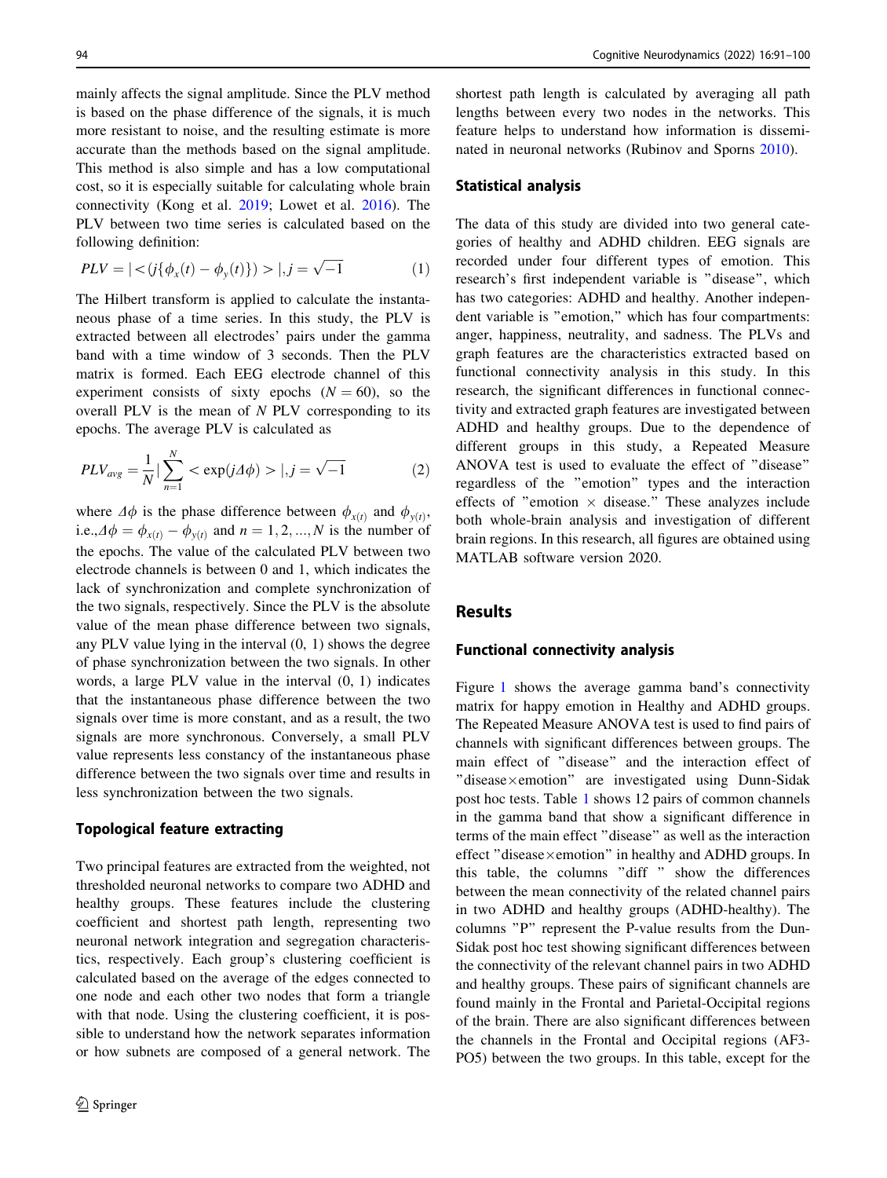mainly affects the signal amplitude. Since the PLV method is based on the phase difference of the signals, it is much more resistant to noise, and the resulting estimate is more accurate than the methods based on the signal amplitude. This method is also simple and has a low computational cost, so it is especially suitable for calculating whole brain connectivity (Kong et al. 2019; Lowet et al. 2016). The PLV between two time series is calculated based on the following definition:

$$PLV = |<(j\{\phi_x(t) - \phi_y(t)\}) > |, j = \sqrt{-1} \quad (1)$$

The Hilbert transform is applied to calculate the instantaneous phase of a time series. In this study, the PLV is extracted between all electrodes' pairs under the gamma band with a time window of 3 seconds. Then the PLV matrix is formed. Each EEG electrode channel of this experiment consists of sixty epochs ($N = 60$), so the overall PLV is the mean of $N$ PLV corresponding to its epochs. The average PLV is calculated as

$$PLV_{avg} = \frac{1}{N}|\sum_{n=1}^{N} < \exp(j\Delta\phi) > |, j = \sqrt{-1} \quad (2)$$

where $\Delta\phi$ is the phase difference between $\phi_{x(t)}$ and $\phi_{y(t)}$, i.e.,$\Delta\phi = \phi_{x(t)} - \phi_{y(t)}$ and $n = 1, 2, ..., N$ is the number of the epochs. The value of the calculated PLV between two electrode channels is between 0 and 1, which indicates the lack of synchronization and complete synchronization of the two signals, respectively. Since the PLV is the absolute value of the mean phase difference between two signals, any PLV value lying in the interval (0, 1) shows the degree of phase synchronization between the two signals. In other words, a large PLV value in the interval (0, 1) indicates that the instantaneous phase difference between the two signals over time is more constant, and as a result, the two signals are more synchronous. Conversely, a small PLV value represents less constancy of the instantaneous phase difference between the two signals over time and results in less synchronization between the two signals.

### Topological feature extracting

Two principal features are extracted from the weighted, not thresholded neuronal networks to compare two ADHD and healthy groups. These features include the clustering coefficient and shortest path length, representing two neuronal network integration and segregation characteristics, respectively. Each group's clustering coefficient is calculated based on the average of the edges connected to one node and each other two nodes that form a triangle with that node. Using the clustering coefficient, it is possible to understand how the network separates information or how subnets are composed of a general network. The shortest path length is calculated by averaging all path lengths between every two nodes in the networks. This feature helps to understand how information is disseminated in neuronal networks (Rubinov and Sporns 2010).

### Statistical analysis

The data of this study are divided into two general categories of healthy and ADHD children. EEG signals are recorded under four different types of emotion. This research's first independent variable is "disease", which has two categories: ADHD and healthy. Another independent variable is "emotion," which has four compartments: anger, happiness, neutrality, and sadness. The PLVs and graph features are the characteristics extracted based on functional connectivity analysis in this study. In this research, the significant differences in functional connectivity and extracted graph features are investigated between ADHD and healthy groups. Due to the dependence of different groups in this study, a Repeated Measure ANOVA test is used to evaluate the effect of "disease" regardless of the "emotion" types and the interaction effects of "emotion $\times$ disease." These analyzes include both whole-brain analysis and investigation of different brain regions. In this research, all figures are obtained using MATLAB software version 2020.

## Results

### Functional connectivity analysis

Figure 1 shows the average gamma band's connectivity matrix for happy emotion in Healthy and ADHD groups. The Repeated Measure ANOVA test is used to find pairs of channels with significant differences between groups. The main effect of "disease" and the interaction effect of "disease$\times$emotion" are investigated using Dunn-Sidak post hoc tests. Table 1 shows 12 pairs of common channels in the gamma band that show a significant difference in terms of the main effect "disease" as well as the interaction effect "disease$\times$emotion" in healthy and ADHD groups. In this table, the columns "diff " show the differences between the mean connectivity of the related channel pairs in two ADHD and healthy groups (ADHD-healthy). The columns "P" represent the P-value results from the Dun-Sidak post hoc test showing significant differences between the connectivity of the relevant channel pairs in two ADHD and healthy groups. These pairs of significant channels are found mainly in the Frontal and Parietal-Occipital regions of the brain. There are also significant differences between the channels in the Frontal and Occipital regions (AF3-PO5) between the two groups. In this table, except for the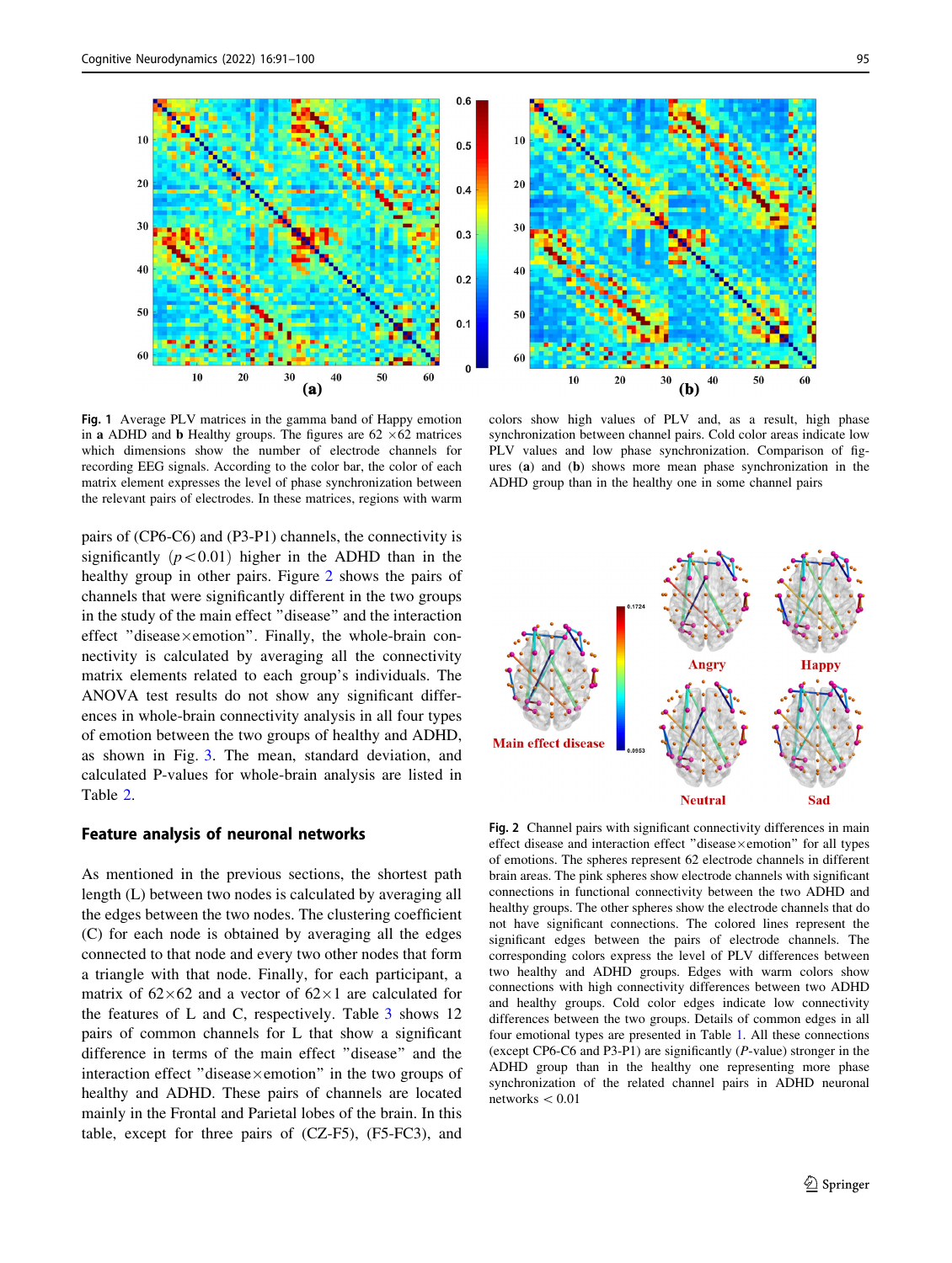Fig. 1 Average PLV matrices in the gamma band of Happy emotion in **a** ADHD and **b** Healthy groups. The figures are 62 ×62 matrices which dimensions show the number of electrode channels for recording EEG signals. According to the color bar, the color of each matrix element expresses the level of phase synchronization between the relevant pairs of electrodes. In these matrices, regions with warm colors show high values of PLV and, as a result, high phase synchronization between channel pairs. Cold color areas indicate low PLV values and low phase synchronization. Comparison of figures (**a**) and (**b**) shows more mean phase synchronization in the ADHD group than in the healthy one in some channel pairs

pairs of (CP6-C6) and (P3-P1) channels, the connectivity is significantly ($p < 0.01$) higher in the ADHD than in the healthy group in other pairs. Figure 2 shows the pairs of channels that were significantly different in the two groups in the study of the main effect "disease" and the interaction effect "disease×emotion". Finally, the whole-brain connectivity is calculated by averaging all the connectivity matrix elements related to each group's individuals. The ANOVA test results do not show any significant differences in whole-brain connectivity analysis in all four types of emotion between the two groups of healthy and ADHD, as shown in Fig. 3. The mean, standard deviation, and calculated P-values for whole-brain analysis are listed in Table 2.

## Feature analysis of neuronal networks

As mentioned in the previous sections, the shortest path length (L) between two nodes is calculated by averaging all the edges between the two nodes. The clustering coefficient (C) for each node is obtained by averaging all the edges connected to that node and every two other nodes that form a triangle with that node. Finally, for each participant, a matrix of 62×62 and a vector of 62×1 are calculated for the features of L and C, respectively. Table 3 shows 12 pairs of common channels for L that show a significant difference in terms of the main effect "disease" and the interaction effect "disease×emotion" in the two groups of healthy and ADHD. These pairs of channels are located mainly in the Frontal and Parietal lobes of the brain. In this table, except for three pairs of (CZ-F5), (F5-FC3), and

Fig. 2 Channel pairs with significant connectivity differences in main effect disease and interaction effect "disease×emotion" for all types of emotions. The spheres represent 62 electrode channels in different brain areas. The pink spheres show electrode channels with significant connections in functional connectivity between the two ADHD and healthy groups. The other spheres show the electrode channels that do not have significant connections. The colored lines represent the significant edges between the pairs of electrode channels. The corresponding colors express the level of PLV differences between two healthy and ADHD groups. Edges with warm colors show connections with high connectivity differences between two ADHD and healthy groups. Cold color edges indicate low connectivity differences between the two groups. Details of common edges in all four emotional types are presented in Table 1. All these connections (except CP6-C6 and P3-P1) are significantly (*P*-value) stronger in the ADHD group than in the healthy one representing more phase synchronization of the related channel pairs in ADHD neuronal networks < 0.01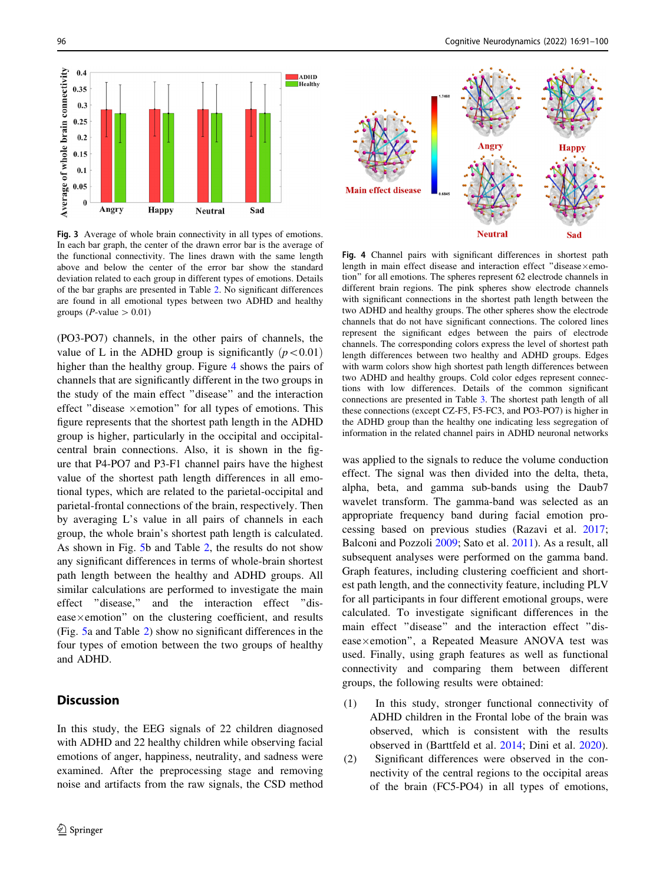Fig. 3 Average of whole brain connectivity in all types of emotions. In each bar graph, the center of the drawn error bar is the average of the functional connectivity. The lines drawn with the same length above and below the center of the error bar show the standard deviation related to each group in different types of emotions. Details of the bar graphs are presented in Table 2. No significant differences are found in all emotional types between two ADHD and healthy groups ($P$-value > 0.01)

Fig. 4 Channel pairs with significant differences in shortest path length in main effect disease and interaction effect "disease×emotion" for all emotions. The spheres represent 62 electrode channels in different brain regions. The pink spheres show electrode channels with significant connections in the shortest path length between the two ADHD and healthy groups. The other spheres show the electrode channels that do not have significant connections. The colored lines represent the significant edges between the pairs of electrode channels. The corresponding colors express the level of shortest path length differences between two healthy and ADHD groups. Edges with warm colors show high shortest path length differences between two ADHD and healthy groups. Cold color edges represent connections with low differences. Details of the common significant connections are presented in Table 3. The shortest path length of all these connections (except CZ-F5, F5-FC3, and PO3-PO7) is higher in the ADHD group than the healthy one indicating less segregation of information in the related channel pairs in ADHD neuronal networks

(PO3-PO7) channels, in the other pairs of channels, the value of L in the ADHD group is significantly ($p < 0.01$) higher than the healthy group. Figure 4 shows the pairs of channels that are significantly different in the two groups in the study of the main effect "disease" and the interaction effect "disease ×emotion" for all types of emotions. This figure represents that the shortest path length in the ADHD group is higher, particularly in the occipital and occipital-central brain connections. Also, it is shown in the figure that P4-PO7 and P3-F1 channel pairs have the highest value of the shortest path length differences in all emotional types, which are related to the parietal-occipital and parietal-frontal connections of the brain, respectively. Then by averaging L's value in all pairs of channels in each group, the whole brain's shortest path length is calculated. As shown in Fig. 5b and Table 2, the results do not show any significant differences in terms of whole-brain shortest path length between the healthy and ADHD groups. All similar calculations are performed to investigate the main effect "disease," and the interaction effect "disease×emotion" on the clustering coefficient, and results (Fig. 5a and Table 2) show no significant differences in the four types of emotion between the two groups of healthy and ADHD.

## Discussion

In this study, the EEG signals of 22 children diagnosed with ADHD and 22 healthy children while observing facial emotions of anger, happiness, neutrality, and sadness were examined. After the preprocessing stage and removing noise and artifacts from the raw signals, the CSD method was applied to the signals to reduce the volume conduction effect. The signal was then divided into the delta, theta, alpha, beta, and gamma sub-bands using the Daub7 wavelet transform. The gamma-band was selected as an appropriate frequency band during facial emotion processing based on previous studies (Razavi et al. 2017; Balconi and Pozzoli 2009; Sato et al. 2011). As a result, all subsequent analyses were performed on the gamma band. Graph features, including clustering coefficient and shortest path length, and the connectivity feature, including PLV for all participants in four different emotional groups, were calculated. To investigate significant differences in the main effect "disease" and the interaction effect "disease×emotion", a Repeated Measure ANOVA test was used. Finally, using graph features as well as functional connectivity and comparing them between different groups, the following results were obtained:

(1) In this study, stronger functional connectivity of ADHD children in the Frontal lobe of the brain was observed, which is consistent with the results observed in (Barttfeld et al. 2014; Dini et al. 2020).
(2) Significant differences were observed in the connectivity of the central regions to the occipital areas of the brain (FC5-PO4) in all types of emotions,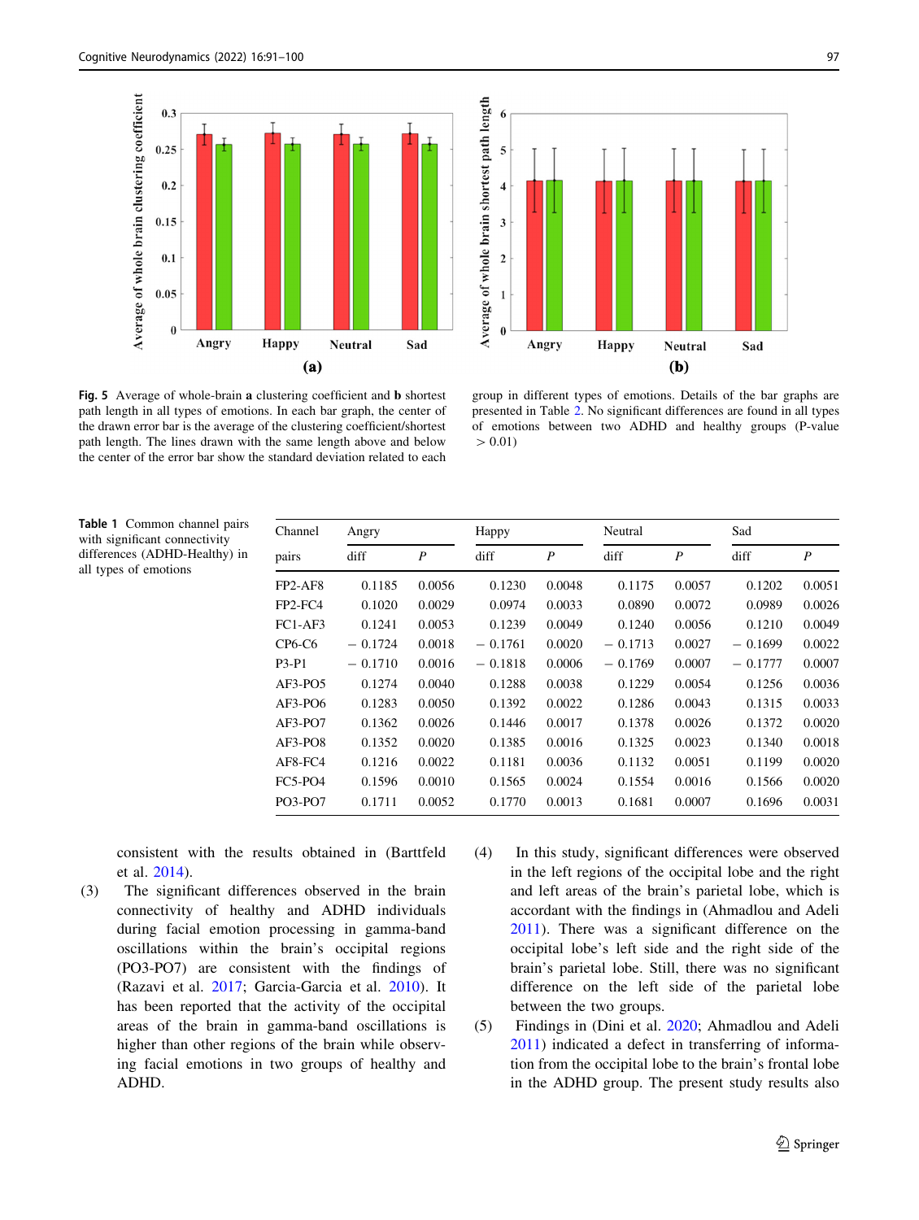**Fig. 5** Average of whole-brain **a** clustering coefficient and **b** shortest path length in all types of emotions. In each bar graph, the center of the drawn error bar is the average of the clustering coefficient/shortest path length. The lines drawn with the same length above and below the center of the error bar show the standard deviation related to each group in different types of emotions. Details of the bar graphs are presented in Table 2. No significant differences are found in all types of emotions between two ADHD and healthy groups (P-value > 0.01)

**Table 1** Common channel pairs with significant connectivity differences (ADHD-Healthy) in all types of emotions

| Channel pairs | Angry | | Happy | | Neutral | | Sad | |
|---|---|---|---|---|---|---|---|---|
| | diff | *P* | diff | *P* | diff | *P* | diff | *P* |
| FP2-AF8 | 0.1185 | 0.0056 | 0.1230 | 0.0048 | 0.1175 | 0.0057 | 0.1202 | 0.0051 |
| FP2-FC4 | 0.1020 | 0.0029 | 0.0974 | 0.0033 | 0.0890 | 0.0072 | 0.0989 | 0.0026 |
| FC1-AF3 | 0.1241 | 0.0053 | 0.1239 | 0.0049 | 0.1240 | 0.0056 | 0.1210 | 0.0049 |
| CP6-C6 | − 0.1724 | 0.0018 | − 0.1761 | 0.0020 | − 0.1713 | 0.0027 | − 0.1699 | 0.0022 |
| P3-P1 | − 0.1710 | 0.0016 | − 0.1818 | 0.0006 | − 0.1769 | 0.0007 | − 0.1777 | 0.0007 |
| AF3-PO5 | 0.1274 | 0.0040 | 0.1288 | 0.0038 | 0.1229 | 0.0054 | 0.1256 | 0.0036 |
| AF3-PO6 | 0.1283 | 0.0050 | 0.1392 | 0.0022 | 0.1286 | 0.0043 | 0.1315 | 0.0033 |
| AF3-PO7 | 0.1362 | 0.0026 | 0.1446 | 0.0017 | 0.1378 | 0.0026 | 0.1372 | 0.0020 |
| AF3-PO8 | 0.1352 | 0.0020 | 0.1385 | 0.0016 | 0.1325 | 0.0023 | 0.1340 | 0.0018 |
| AF8-FC4 | 0.1216 | 0.0022 | 0.1181 | 0.0036 | 0.1132 | 0.0051 | 0.1199 | 0.0020 |
| FC5-PO4 | 0.1596 | 0.0010 | 0.1565 | 0.0024 | 0.1554 | 0.0016 | 0.1566 | 0.0020 |
| PO3-PO7 | 0.1711 | 0.0052 | 0.1770 | 0.0013 | 0.1681 | 0.0007 | 0.1696 | 0.0031 |

consistent with the results obtained in (Barttfeld et al. 2014).

(3) The significant differences observed in the brain connectivity of healthy and ADHD individuals during facial emotion processing in gamma-band oscillations within the brain's occipital regions (PO3-PO7) are consistent with the findings of (Razavi et al. 2017; Garcia-Garcia et al. 2010). It has been reported that the activity of the occipital areas of the brain in gamma-band oscillations is higher than other regions of the brain while observing facial emotions in two groups of healthy and ADHD.

(4) In this study, significant differences were observed in the left regions of the occipital lobe and the right and left areas of the brain's parietal lobe, which is accordant with the findings in (Ahmadlou and Adeli 2011). There was a significant difference on the occipital lobe's left side and the right side of the brain's parietal lobe. Still, there was no significant difference on the left side of the parietal lobe between the two groups.

(5) Findings in (Dini et al. 2020; Ahmadlou and Adeli 2011) indicated a defect in transferring of information from the occipital lobe to the brain's frontal lobe in the ADHD group. The present study results also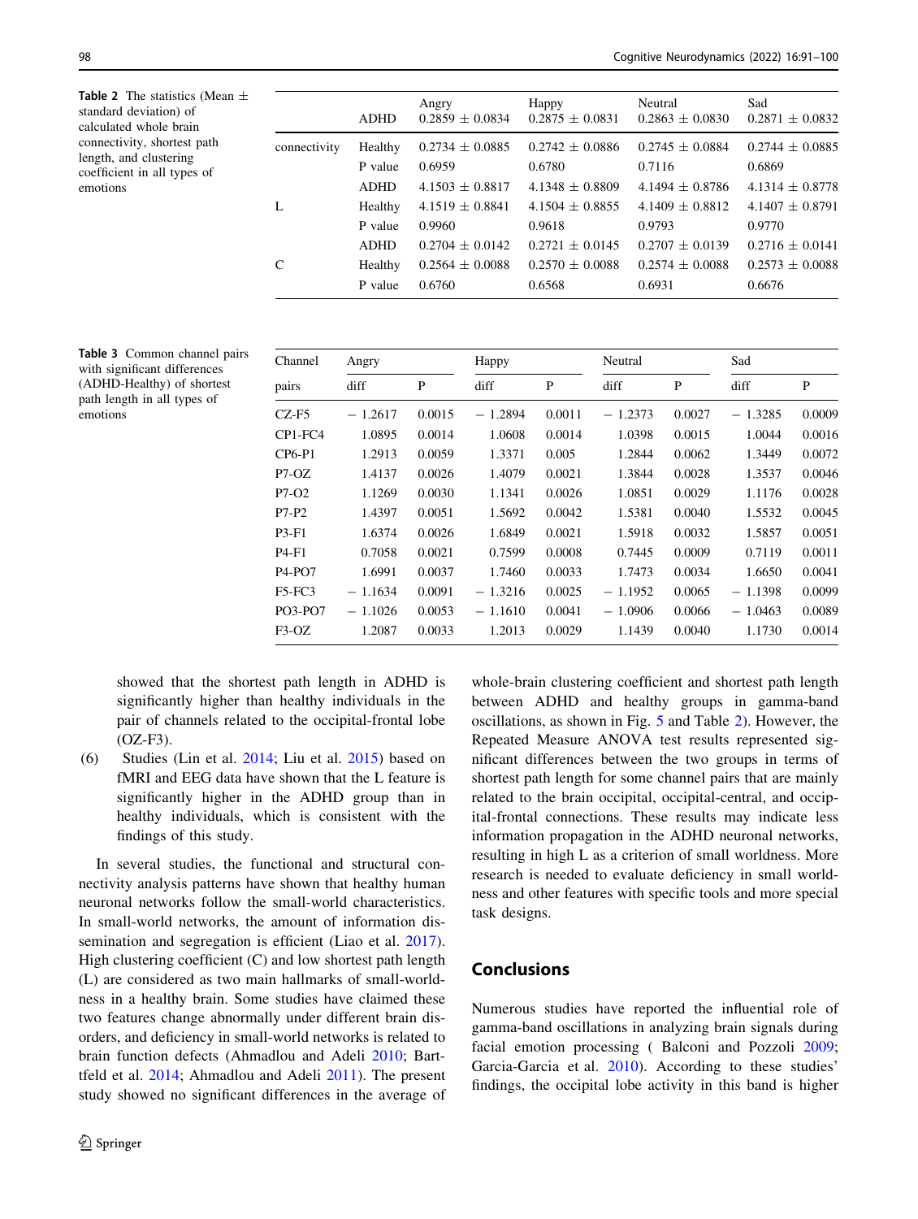**Table 2** The statistics (Mean ± standard deviation) of calculated whole brain connectivity, shortest path length, and clustering coefficient in all types of emotions

| | | Angry | Happy | Neutral | Sad |
|---|---|---|---|---|---|
| | ADHD | 0.2859 ± 0.0834 | 0.2875 ± 0.0831 | 0.2863 ± 0.0830 | 0.2871 ± 0.0832 |
| connectivity | Healthy | 0.2734 ± 0.0885 | 0.2742 ± 0.0886 | 0.2745 ± 0.0884 | 0.2744 ± 0.0885 |
| | P value | 0.6959 | 0.6780 | 0.7116 | 0.6869 |
| | ADHD | 4.1503 ± 0.8817 | 4.1348 ± 0.8809 | 4.1494 ± 0.8786 | 4.1314 ± 0.8778 |
| L | Healthy | 4.1519 ± 0.8841 | 4.1504 ± 0.8855 | 4.1409 ± 0.8812 | 4.1407 ± 0.8791 |
| | P value | 0.9960 | 0.9618 | 0.9793 | 0.9770 |
| | ADHD | 0.2704 ± 0.0142 | 0.2721 ± 0.0145 | 0.2707 ± 0.0139 | 0.2716 ± 0.0141 |
| C | Healthy | 0.2564 ± 0.0088 | 0.2570 ± 0.0088 | 0.2574 ± 0.0088 | 0.2573 ± 0.0088 |
| | P value | 0.6760 | 0.6568 | 0.6931 | 0.6676 |

**Table 3** Common channel pairs with significant differences (ADHD-Healthy) of shortest path length in all types of emotions

| Channel | Angry | | Happy | | Neutral | | Sad | |
|---|---|---|---|---|---|---|---|---|
| pairs | diff | P | diff | P | diff | P | diff | P |
| CZ-F5 | − 1.2617 | 0.0015 | − 1.2894 | 0.0011 | − 1.2373 | 0.0027 | − 1.3285 | 0.0009 |
| CP1-FC4 | 1.0895 | 0.0014 | 1.0608 | 0.0014 | 1.0398 | 0.0015 | 1.0044 | 0.0016 |
| CP6-P1 | 1.2913 | 0.0059 | 1.3371 | 0.005 | 1.2844 | 0.0062 | 1.3449 | 0.0072 |
| P7-OZ | 1.4137 | 0.0026 | 1.4079 | 0.0021 | 1.3844 | 0.0028 | 1.3537 | 0.0046 |
| P7-O2 | 1.1269 | 0.0030 | 1.1341 | 0.0026 | 1.0851 | 0.0029 | 1.1176 | 0.0028 |
| P7-P2 | 1.4397 | 0.0051 | 1.5692 | 0.0042 | 1.5381 | 0.0040 | 1.5532 | 0.0045 |
| P3-F1 | 1.6374 | 0.0026 | 1.6849 | 0.0021 | 1.5918 | 0.0032 | 1.5857 | 0.0051 |
| P4-F1 | 0.7058 | 0.0021 | 0.7599 | 0.0008 | 0.7445 | 0.0009 | 0.7119 | 0.0011 |
| P4-PO7 | 1.6991 | 0.0037 | 1.7460 | 0.0033 | 1.7473 | 0.0034 | 1.6650 | 0.0041 |
| F5-FC3 | − 1.1634 | 0.0091 | − 1.3216 | 0.0025 | − 1.1952 | 0.0065 | − 1.1398 | 0.0099 |
| PO3-PO7 | − 1.1026 | 0.0053 | − 1.1610 | 0.0041 | − 1.0906 | 0.0066 | − 1.0463 | 0.0089 |
| F3-OZ | 1.2087 | 0.0033 | 1.2013 | 0.0029 | 1.1439 | 0.0040 | 1.1730 | 0.0014 |

showed that the shortest path length in ADHD is significantly higher than healthy individuals in the pair of channels related to the occipital-frontal lobe (OZ-F3).

(6) Studies (Lin et al. 2014; Liu et al. 2015) based on fMRI and EEG data have shown that the L feature is significantly higher in the ADHD group than in healthy individuals, which is consistent with the findings of this study.

In several studies, the functional and structural connectivity analysis patterns have shown that healthy human neuronal networks follow the small-world characteristics. In small-world networks, the amount of information dissemination and segregation is efficient (Liao et al. 2017). High clustering coefficient (C) and low shortest path length (L) are considered as two main hallmarks of small-worldness in a healthy brain. Some studies have claimed these two features change abnormally under different brain disorders, and deficiency in small-world networks is related to brain function defects (Ahmadlou and Adeli 2010; Bartfeld et al. 2014; Ahmadlou and Adeli 2011). The present study showed no significant differences in the average of whole-brain clustering coefficient and shortest path length between ADHD and healthy groups in gamma-band oscillations, as shown in Fig. 5 and Table 2). However, the Repeated Measure ANOVA test results represented significant differences between the two groups in terms of shortest path length for some channel pairs that are mainly related to the brain occipital, occipital-central, and occipital-frontal connections. These results may indicate less information propagation in the ADHD neuronal networks, resulting in high L as a criterion of small worldness. More research is needed to evaluate deficiency in small worldness and other features with specific tools and more special task designs.

## Conclusions

Numerous studies have reported the influential role of gamma-band oscillations in analyzing brain signals during facial emotion processing ( Balconi and Pozzoli 2009; Garcia-Garcia et al. 2010). According to these studies' findings, the occipital lobe activity in this band is higher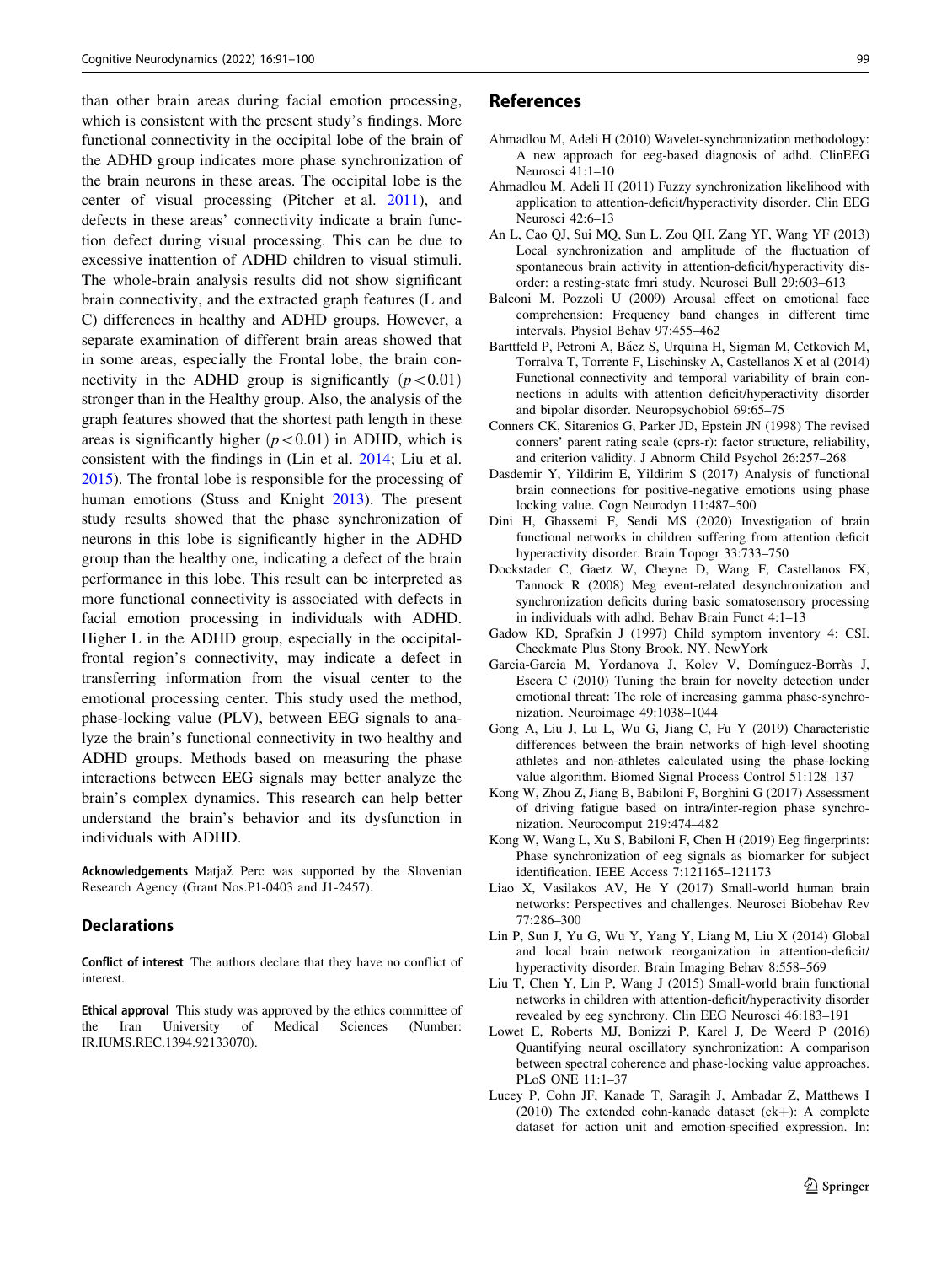than other brain areas during facial emotion processing, which is consistent with the present study's findings. More functional connectivity in the occipital lobe of the brain of the ADHD group indicates more phase synchronization of the brain neurons in these areas. The occipital lobe is the center of visual processing (Pitcher et al. 2011), and defects in these areas' connectivity indicate a brain function defect during visual processing. This can be due to excessive inattention of ADHD children to visual stimuli. The whole-brain analysis results did not show significant brain connectivity, and the extracted graph features (L and C) differences in healthy and ADHD groups. However, a separate examination of different brain areas showed that in some areas, especially the Frontal lobe, the brain connectivity in the ADHD group is significantly ($p < 0.01$) stronger than in the Healthy group. Also, the analysis of the graph features showed that the shortest path length in these areas is significantly higher ($p < 0.01$) in ADHD, which is consistent with the findings in (Lin et al. 2014; Liu et al. 2015). The frontal lobe is responsible for the processing of human emotions (Stuss and Knight 2013). The present study results showed that the phase synchronization of neurons in this lobe is significantly higher in the ADHD group than the healthy one, indicating a defect of the brain performance in this lobe. This result can be interpreted as more functional connectivity is associated with defects in facial emotion processing in individuals with ADHD. Higher L in the ADHD group, especially in the occipital-frontal region's connectivity, may indicate a defect in transferring information from the visual center to the emotional processing center. This study used the method, phase-locking value (PLV), between EEG signals to analyze the brain's functional connectivity in two healthy and ADHD groups. Methods based on measuring the phase interactions between EEG signals may better analyze the brain's complex dynamics. This research can help better understand the brain's behavior and its dysfunction in individuals with ADHD.

**Acknowledgements** Matjaž Perc was supported by the Slovenian Research Agency (Grant Nos.P1-0403 and J1-2457).

## Declarations

**Conflict of interest** The authors declare that they have no conflict of interest.

**Ethical approval** This study was approved by the ethics committee of the Iran University of Medical Sciences (Number: IR.IUMS.REC.1394.92133070).

## References

Ahmadlou M, Adeli H (2010) Wavelet-synchronization methodology: A new approach for eeg-based diagnosis of adhd. ClinEEG Neurosci 41:1–10

Ahmadlou M, Adeli H (2011) Fuzzy synchronization likelihood with application to attention-deficit/hyperactivity disorder. Clin EEG Neurosci 42:6–13

An L, Cao QJ, Sui MQ, Sun L, Zou QH, Zang YF, Wang YF (2013) Local synchronization and amplitude of the fluctuation of spontaneous brain activity in attention-deficit/hyperactivity disorder: a resting-state fmri study. Neurosci Bull 29:603–613

Balconi M, Pozzoli U (2009) Arousal effect on emotional face comprehension: Frequency band changes in different time intervals. Physiol Behav 97:455–462

Barttfeld P, Petroni A, Báez S, Urquina H, Sigman M, Cetkovich M, Torralva T, Torrente F, Lischinsky A, Castellanos X et al (2014) Functional connectivity and temporal variability of brain connections in adults with attention deficit/hyperactivity disorder and bipolar disorder. Neuropsychobiol 69:65–75

Conners CK, Sitarenios G, Parker JD, Epstein JN (1998) The revised conners' parent rating scale (cprs-r): factor structure, reliability, and criterion validity. J Abnorm Child Psychol 26:257–268

Dasdemir Y, Yildirim E, Yildirim S (2017) Analysis of functional brain connections for positive-negative emotions using phase locking value. Cogn Neurodyn 11:487–500

Dini H, Ghassemi F, Sendi MS (2020) Investigation of brain functional networks in children suffering from attention deficit hyperactivity disorder. Brain Topogr 33:733–750

Dockstader C, Gaetz W, Cheyne D, Wang F, Castellanos FX, Tannock R (2008) Meg event-related desynchronization and synchronization deficits during basic somatosensory processing in individuals with adhd. Behav Brain Funct 4:1–13

Gadow KD, Sprafkin J (1997) Child symptom inventory 4: CSI. Checkmate Plus Stony Brook, NY, NewYork

Garcia-Garcia M, Yordanova J, Kolev V, Domínguez-Borràs J, Escera C (2010) Tuning the brain for novelty detection under emotional threat: The role of increasing gamma phase-synchronization. Neuroimage 49:1038–1044

Gong A, Liu J, Lu L, Wu G, Jiang C, Fu Y (2019) Characteristic differences between the brain networks of high-level shooting athletes and non-athletes calculated using the phase-locking value algorithm. Biomed Signal Process Control 51:128–137

Kong W, Zhou Z, Jiang B, Babiloni F, Borghini G (2017) Assessment of driving fatigue based on intra/inter-region phase synchronization. Neurocomput 219:474–482

Kong W, Wang L, Xu S, Babiloni F, Chen H (2019) Eeg fingerprints: Phase synchronization of eeg signals as biomarker for subject identification. IEEE Access 7:121165–121173

Liao X, Vasilakos AV, He Y (2017) Small-world human brain networks: Perspectives and challenges. Neurosci Biobehav Rev 77:286–300

Lin P, Sun J, Yu G, Wu Y, Yang Y, Liang M, Liu X (2014) Global and local brain network reorganization in attention-deficit/hyperactivity disorder. Brain Imaging Behav 8:558–569

Liu T, Chen Y, Lin P, Wang J (2015) Small-world brain functional networks in children with attention-deficit/hyperactivity disorder revealed by eeg synchrony. Clin EEG Neurosci 46:183–191

Lowet E, Roberts MJ, Bonizzi P, Karel J, De Weerd P (2016) Quantifying neural oscillatory synchronization: A comparison between spectral coherence and phase-locking value approaches. PLoS ONE 11:1–37

Lucey P, Cohn JF, Kanade T, Saragih J, Ambadar Z, Matthews I (2010) The extended cohn-kanade dataset (ck+): A complete dataset for action unit and emotion-specified expression. In: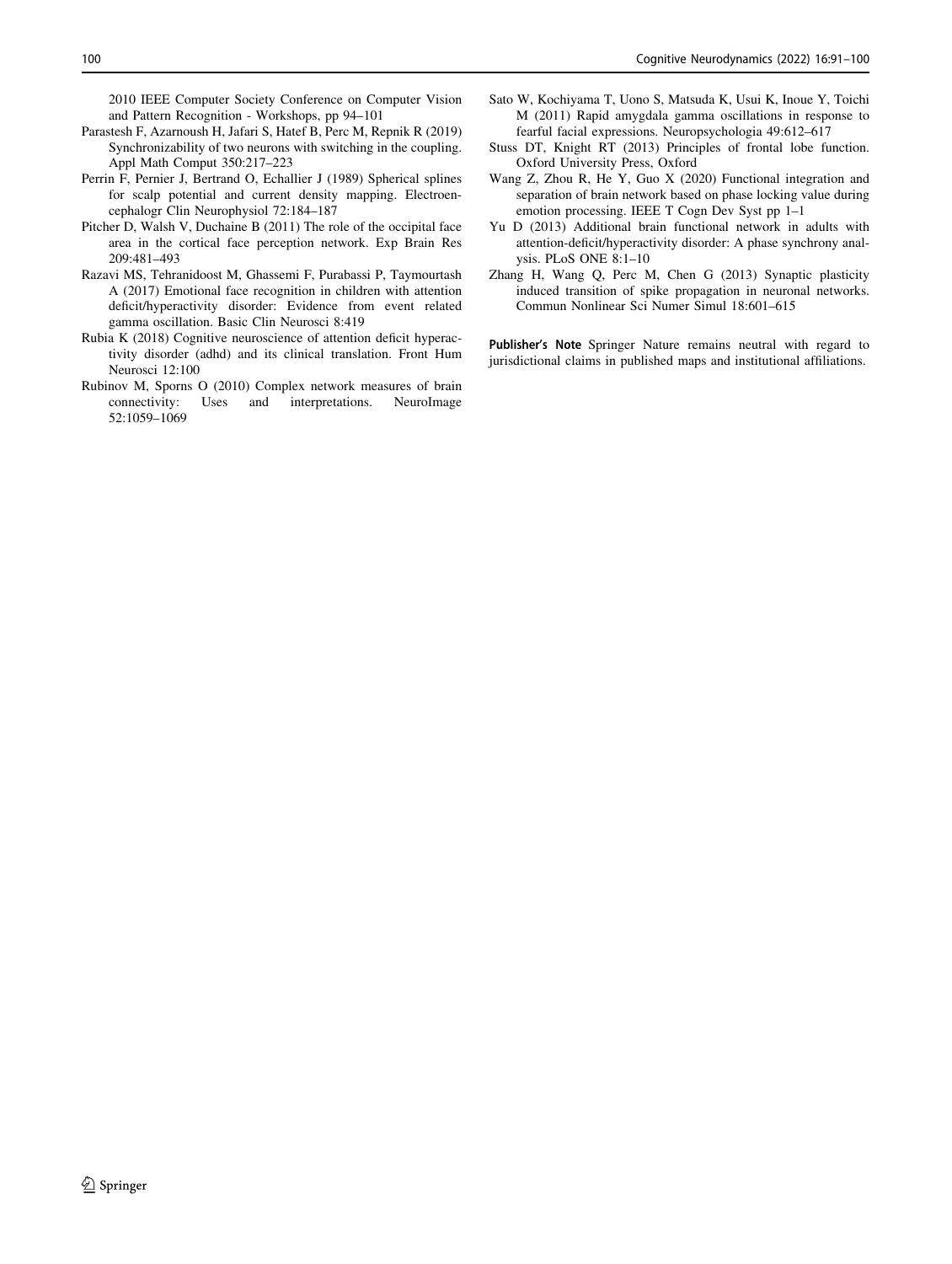2010 IEEE Computer Society Conference on Computer Vision and Pattern Recognition - Workshops, pp 94–101

Parastesh F, Azarnoush H, Jafari S, Hatef B, Perc M, Repnik R (2019) Synchronizability of two neurons with switching in the coupling. Appl Math Comput 350:217–223

Perrin F, Pernier J, Bertrand O, Echallier J (1989) Spherical splines for scalp potential and current density mapping. Electroencephalogr Clin Neurophysiol 72:184–187

Pitcher D, Walsh V, Duchaine B (2011) The role of the occipital face area in the cortical face perception network. Exp Brain Res 209:481–493

Razavi MS, Tehranidoost M, Ghassemi F, Purabassi P, Taymourtash A (2017) Emotional face recognition in children with attention deficit/hyperactivity disorder: Evidence from event related gamma oscillation. Basic Clin Neurosci 8:419

Rubia K (2018) Cognitive neuroscience of attention deficit hyperactivity disorder (adhd) and its clinical translation. Front Hum Neurosci 12:100

Rubinov M, Sporns O (2010) Complex network measures of brain connectivity: Uses and interpretations. NeuroImage 52:1059–1069

Sato W, Kochiyama T, Uono S, Matsuda K, Usui K, Inoue Y, Toichi M (2011) Rapid amygdala gamma oscillations in response to fearful facial expressions. Neuropsychologia 49:612–617

Stuss DT, Knight RT (2013) Principles of frontal lobe function. Oxford University Press, Oxford

Wang Z, Zhou R, He Y, Guo X (2020) Functional integration and separation of brain network based on phase locking value during emotion processing. IEEE T Cogn Dev Syst pp 1–1

Yu D (2013) Additional brain functional network in adults with attention-deficit/hyperactivity disorder: A phase synchrony analysis. PLoS ONE 8:1–10

Zhang H, Wang Q, Perc M, Chen G (2013) Synaptic plasticity induced transition of spike propagation in neuronal networks. Commun Nonlinear Sci Numer Simul 18:601–615

**Publisher's Note** Springer Nature remains neutral with regard to jurisdictional claims in published maps and institutional affiliations.